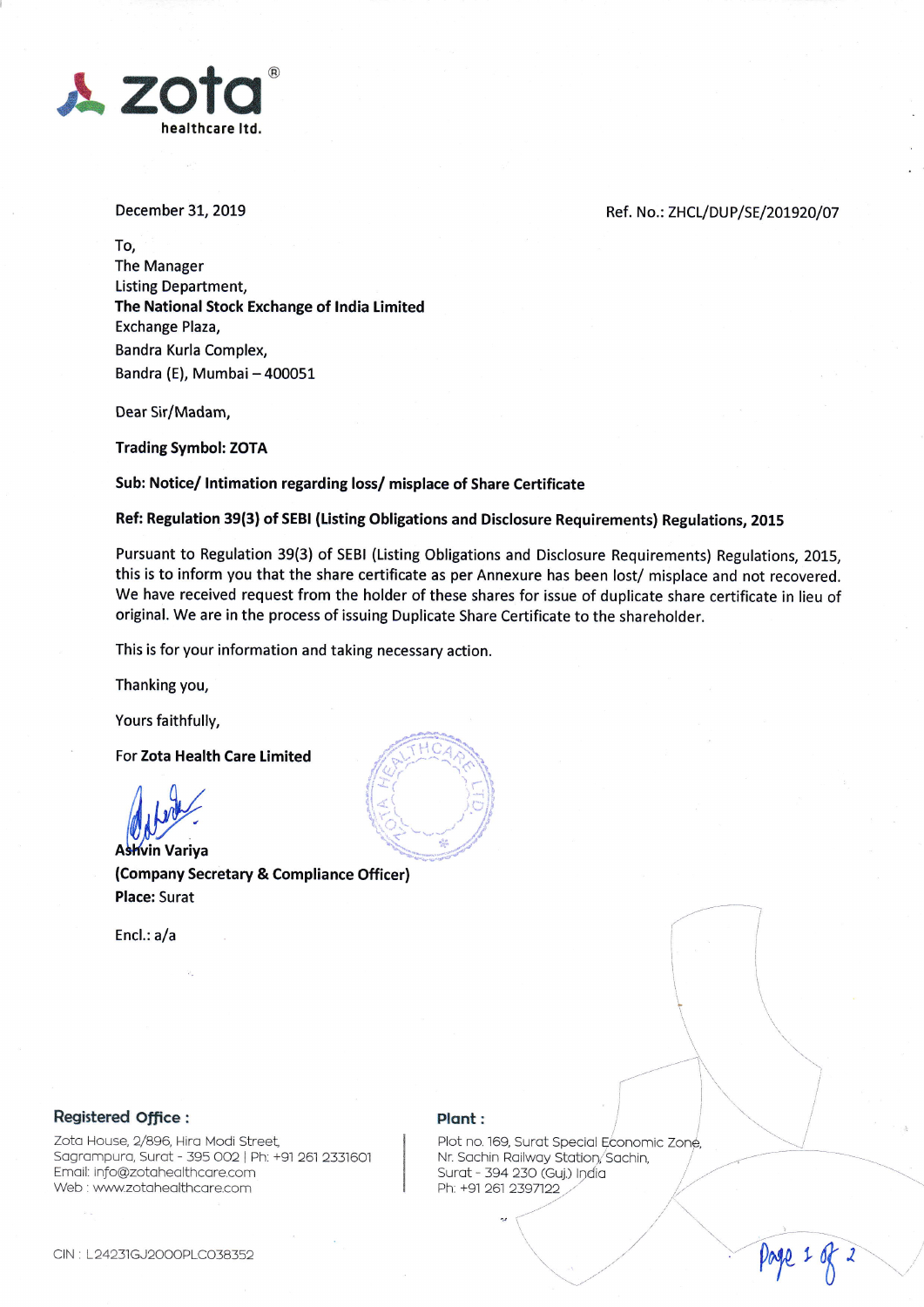**zota** ®
healthcare ltd.

December 31, 2019

Ref. No.: ZHCL/DUP/SE/201920/07

To,
The Manager
Listing Department,
**The National Stock Exchange of India Limited**
Exchange Plaza,
Bandra Kurla Complex,
Bandra (E), Mumbai – 400051

Dear Sir/Madam,

**Trading Symbol: ZOTA**

**Sub: Notice/ Intimation regarding loss/ misplace of Share Certificate**

**Ref: Regulation 39(3) of SEBI (Listing Obligations and Disclosure Requirements) Regulations, 2015**

Pursuant to Regulation 39(3) of SEBI (Listing Obligations and Disclosure Requirements) Regulations, 2015, this is to inform you that the share certificate as per Annexure has been lost/ misplace and not recovered. We have received request from the holder of these shares for issue of duplicate share certificate in lieu of original. We are in the process of issuing Duplicate Share Certificate to the shareholder.

This is for your information and taking necessary action.

Thanking you,

Yours faithfully,

**For Zota Health Care Limited**

Ashvin Variya
**(Company Secretary & Compliance Officer)**
**Place:** Surat

Encl.: a/a

**Registered Office :**
Zota House, 2/896, Hira Modi Street,
Sagrampura, Surat - 395 002 | Ph: +91 261 2331601
Email: info@zotahealthcare.com
Web : www.zotahealthcare.com

**Plant :**
Plot no. 169, Surat Special Economic Zone,
Nr. Sachin Railway Station, Sachin,
Surat - 394 230 (Guj.) India
Ph: +91 261 2397122

CIN : L24231GJ2000PLC038352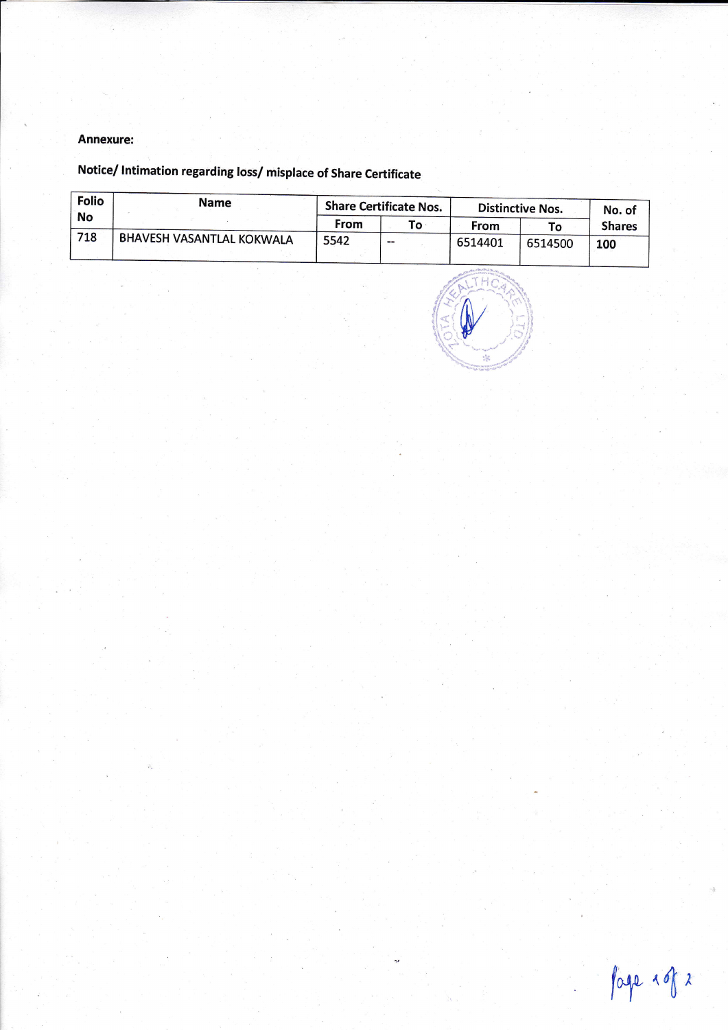**Annexure:**

**Notice/ Intimation regarding loss/ misplace of Share Certificate**

| Folio No | Name | Share Certificate Nos. | | Distinctive Nos. | | No. of Shares |
|---|---|---|---|---|---|---|
| | | From | To | From | To | |
| 718 | BHAVESH VASANTLAL KOKWALA | 5542 | -- | 6514401 | 6514500 | 100 |